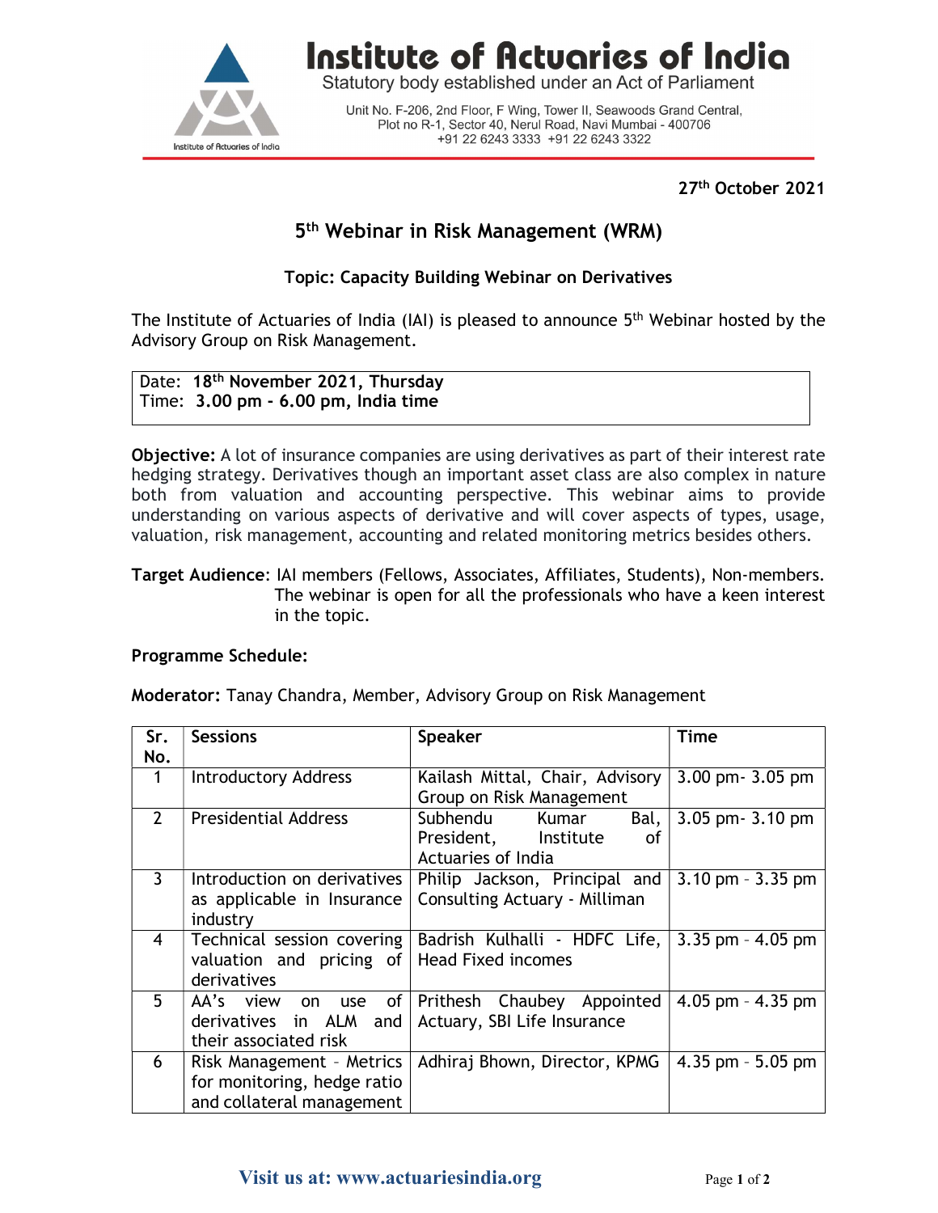# Institute of Actuaries of India

Statutory body established under an Act of Parliament

Unit No. F-206, 2nd Floor, F Wing, Tower II, Seawoods Grand Central, Plot no R-1, Sector 40, Nerul Road, Navi Mumbai - 400706
+91 22 6243 3333 +91 22 6243 3322

**27th October 2021**

## 5th Webinar in Risk Management (WRM)

### Topic: Capacity Building Webinar on Derivatives

The Institute of Actuaries of India (IAI) is pleased to announce 5th Webinar hosted by the Advisory Group on Risk Management.

Date: **18th November 2021, Thursday**
Time: **3.00 pm - 6.00 pm, India time**

**Objective:** A lot of insurance companies are using derivatives as part of their interest rate hedging strategy. Derivatives though an important asset class are also complex in nature both from valuation and accounting perspective. This webinar aims to provide understanding on various aspects of derivative and will cover aspects of types, usage, valuation, risk management, accounting and related monitoring metrics besides others.

**Target Audience**: IAI members (Fellows, Associates, Affiliates, Students), Non-members. The webinar is open for all the professionals who have a keen interest in the topic.

**Programme Schedule:**

**Moderator:** Tanay Chandra, Member, Advisory Group on Risk Management

| Sr. No. | Sessions | Speaker | Time |
|---|---|---|---|
| 1 | Introductory Address | Kailash Mittal, Chair, Advisory Group on Risk Management | 3.00 pm- 3.05 pm |
| 2 | Presidential Address | Subhendu Kumar Bal, President, Institute of Actuaries of India | 3.05 pm- 3.10 pm |
| 3 | Introduction on derivatives as applicable in Insurance industry | Philip Jackson, Principal and Consulting Actuary - Milliman | 3.10 pm - 3.35 pm |
| 4 | Technical session covering valuation and pricing of derivatives | Badrish Kulhalli - HDFC Life, Head Fixed incomes | 3.35 pm - 4.05 pm |
| 5 | AA's view on use of derivatives in ALM and their associated risk | Prithesh Chaubey Appointed Actuary, SBI Life Insurance | 4.05 pm - 4.35 pm |
| 6 | Risk Management - Metrics for monitoring, hedge ratio and collateral management | Adhiraj Bhown, Director, KPMG | 4.35 pm - 5.05 pm |

**Visit us at: www.actuariesindia.org**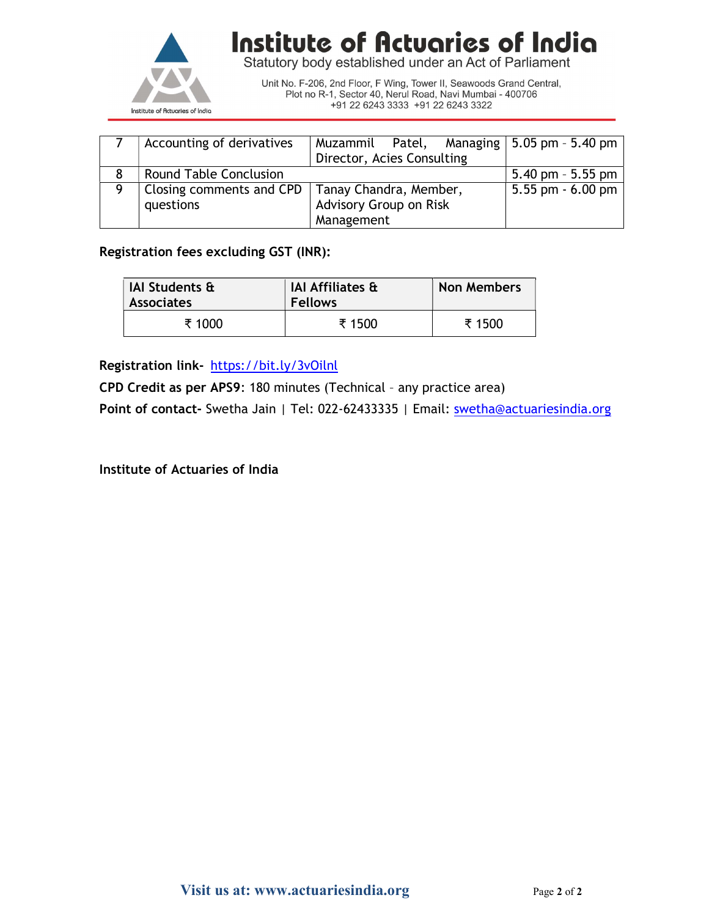| | | | |
|---|---|---|---|
| 7 | Accounting of derivatives | Muzammil Patel, Managing Director, Acies Consulting | 5.05 pm - 5.40 pm |
| 8 | Round Table Conclusion | | 5.40 pm - 5.55 pm |
| 9 | Closing comments and CPD questions | Tanay Chandra, Member, Advisory Group on Risk Management | 5.55 pm - 6.00 pm |

**Registration fees excluding GST (INR):**

| IAI Students & Associates | IAI Affiliates & Fellows | Non Members |
|---|---|---|
| ₹ 1000 | ₹ 1500 | ₹ 1500 |

**Registration link-** https://bit.ly/3vOilnl

**CPD Credit as per APS9**: 180 minutes (Technical – any practice area)

**Point of contact-** Swetha Jain | Tel: 022-62433335 | Email: swetha@actuariesindia.org

**Institute of Actuaries of India**